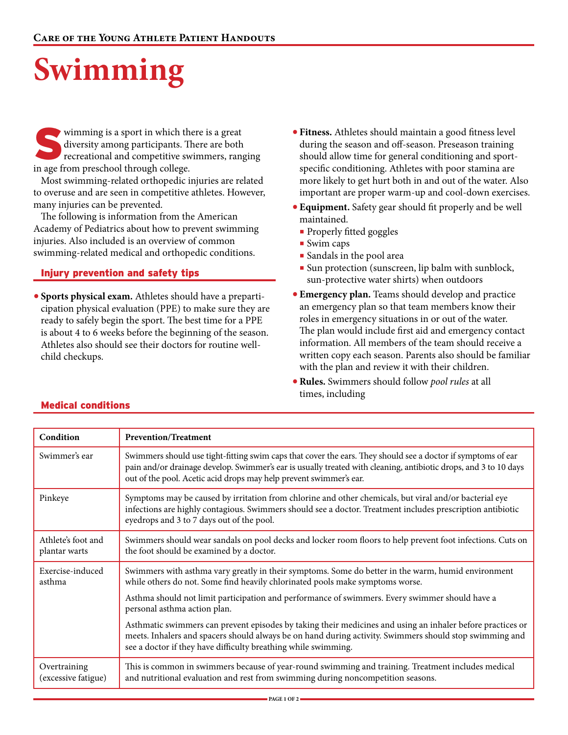Care of the Young Athlete Patient Handouts

# Swimming

Swimming is a sport in which there is a great diversity among participants. There are both recreational and competitive swimmers, ranging in age from preschool through college.

Most swimming-related orthopedic injuries are related to overuse and are seen in competitive athletes. However, many injuries can be prevented.

The following is information from the American Academy of Pediatrics about how to prevent swimming injuries. Also included is an overview of common swimming-related medical and orthopedic conditions.

## Injury prevention and safety tips

- **Sports physical exam.** Athletes should have a preparticipation physical evaluation (PPE) to make sure they are ready to safely begin the sport. The best time for a PPE is about 4 to 6 weeks before the beginning of the season. Athletes also should see their doctors for routine well-child checkups.
- **Fitness.** Athletes should maintain a good fitness level during the season and off-season. Preseason training should allow time for general conditioning and sport-specific conditioning. Athletes with poor stamina are more likely to get hurt both in and out of the water. Also important are proper warm-up and cool-down exercises.
- **Equipment.** Safety gear should fit properly and be well maintained.
  - Properly fitted goggles
  - Swim caps
  - Sandals in the pool area
  - Sun protection (sunscreen, lip balm with sunblock, sun-protective water shirts) when outdoors
- **Emergency plan.** Teams should develop and practice an emergency plan so that team members know their roles in emergency situations in or out of the water. The plan would include first aid and emergency contact information. All members of the team should receive a written copy each season. Parents also should be familiar with the plan and review it with their children.
- **Rules.** Swimmers should follow *pool rules* at all times, including

## Medical conditions

| Condition | Prevention/Treatment |
|---|---|
| Swimmer's ear | Swimmers should use tight-fitting swim caps that cover the ears. They should see a doctor if symptoms of ear pain and/or drainage develop. Swimmer's ear is usually treated with cleaning, antibiotic drops, and 3 to 10 days out of the pool. Acetic acid drops may help prevent swimmer's ear. |
| Pinkeye | Symptoms may be caused by irritation from chlorine and other chemicals, but viral and/or bacterial eye infections are highly contagious. Swimmers should see a doctor. Treatment includes prescription antibiotic eyedrops and 3 to 7 days out of the pool. |
| Athlete's foot and plantar warts | Swimmers should wear sandals on pool decks and locker room floors to help prevent foot infections. Cuts on the foot should be examined by a doctor. |
| Exercise-induced asthma | Swimmers with asthma vary greatly in their symptoms. Some do better in the warm, humid environment while others do not. Some find heavily chlorinated pools make symptoms worse.<br><br>Asthma should not limit participation and performance of swimmers. Every swimmer should have a personal asthma action plan.<br><br>Asthmatic swimmers can prevent episodes by taking their medicines and using an inhaler before practices or meets. Inhalers and spacers should always be on hand during activity. Swimmers should stop swimming and see a doctor if they have difficulty breathing while swimming. |
| Overtraining (excessive fatigue) | This is common in swimmers because of year-round swimming and training. Treatment includes medical and nutritional evaluation and rest from swimming during noncompetition seasons. |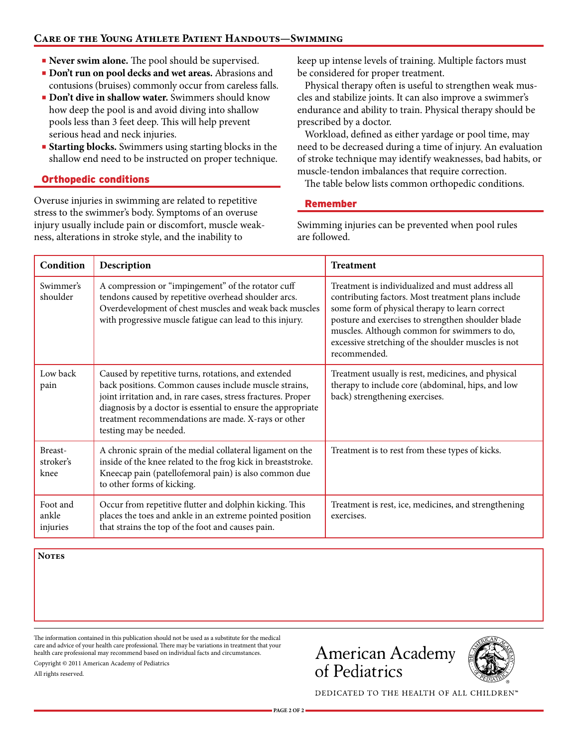- **Never swim alone.** The pool should be supervised.
- **Don't run on pool decks and wet areas.** Abrasions and contusions (bruises) commonly occur from careless falls.
- **Don't dive in shallow water.** Swimmers should know how deep the pool is and avoid diving into shallow pools less than 3 feet deep. This will help prevent serious head and neck injuries.
- **Starting blocks.** Swimmers using starting blocks in the shallow end need to be instructed on proper technique.

## Orthopedic conditions

Overuse injuries in swimming are related to repetitive stress to the swimmer's body. Symptoms of an overuse injury usually include pain or discomfort, muscle weakness, alterations in stroke style, and the inability to keep up intense levels of training. Multiple factors must be considered for proper treatment.

Physical therapy often is useful to strengthen weak muscles and stabilize joints. It can also improve a swimmer's endurance and ability to train. Physical therapy should be prescribed by a doctor.

Workload, defined as either yardage or pool time, may need to be decreased during a time of injury. An evaluation of stroke technique may identify weaknesses, bad habits, or muscle-tendon imbalances that require correction.

The table below lists common orthopedic conditions.

## Remember

Swimming injuries can be prevented when pool rules are followed.

| Condition | Description | Treatment |
|---|---|---|
| Swimmer's shoulder | A compression or "impingement" of the rotator cuff tendons caused by repetitive overhead shoulder arcs. Overdevelopment of chest muscles and weak back muscles with progressive muscle fatigue can lead to this injury. | Treatment is individualized and must address all contributing factors. Most treatment plans include some form of physical therapy to learn correct posture and exercises to strengthen shoulder blade muscles. Although common for swimmers to do, excessive stretching of the shoulder muscles is not recommended. |
| Low back pain | Caused by repetitive turns, rotations, and extended back positions. Common causes include muscle strains, joint irritation and, in rare cases, stress fractures. Proper diagnosis by a doctor is essential to ensure the appropriate treatment recommendations are made. X-rays or other testing may be needed. | Treatment usually is rest, medicines, and physical therapy to include core (abdominal, hips, and low back) strengthening exercises. |
| Breast-stroker's knee | A chronic sprain of the medial collateral ligament on the inside of the knee related to the frog kick in breaststroke. Kneecap pain (patellofemoral pain) is also common due to other forms of kicking. | Treatment is to rest from these types of kicks. |
| Foot and ankle injuries | Occur from repetitive flutter and dolphin kicking. This places the toes and ankle in an extreme pointed position that strains the top of the foot and causes pain. | Treatment is rest, ice, medicines, and strengthening exercises. |

**Notes**

The information contained in this publication should not be used as a substitute for the medical care and advice of your health care professional. There may be variations in treatment that your health care professional may recommend based on individual facts and circumstances.

Copyright © 2011 American Academy of Pediatrics

All rights reserved.

American Academy of Pediatrics

DEDICATED TO THE HEALTH OF ALL CHILDREN™